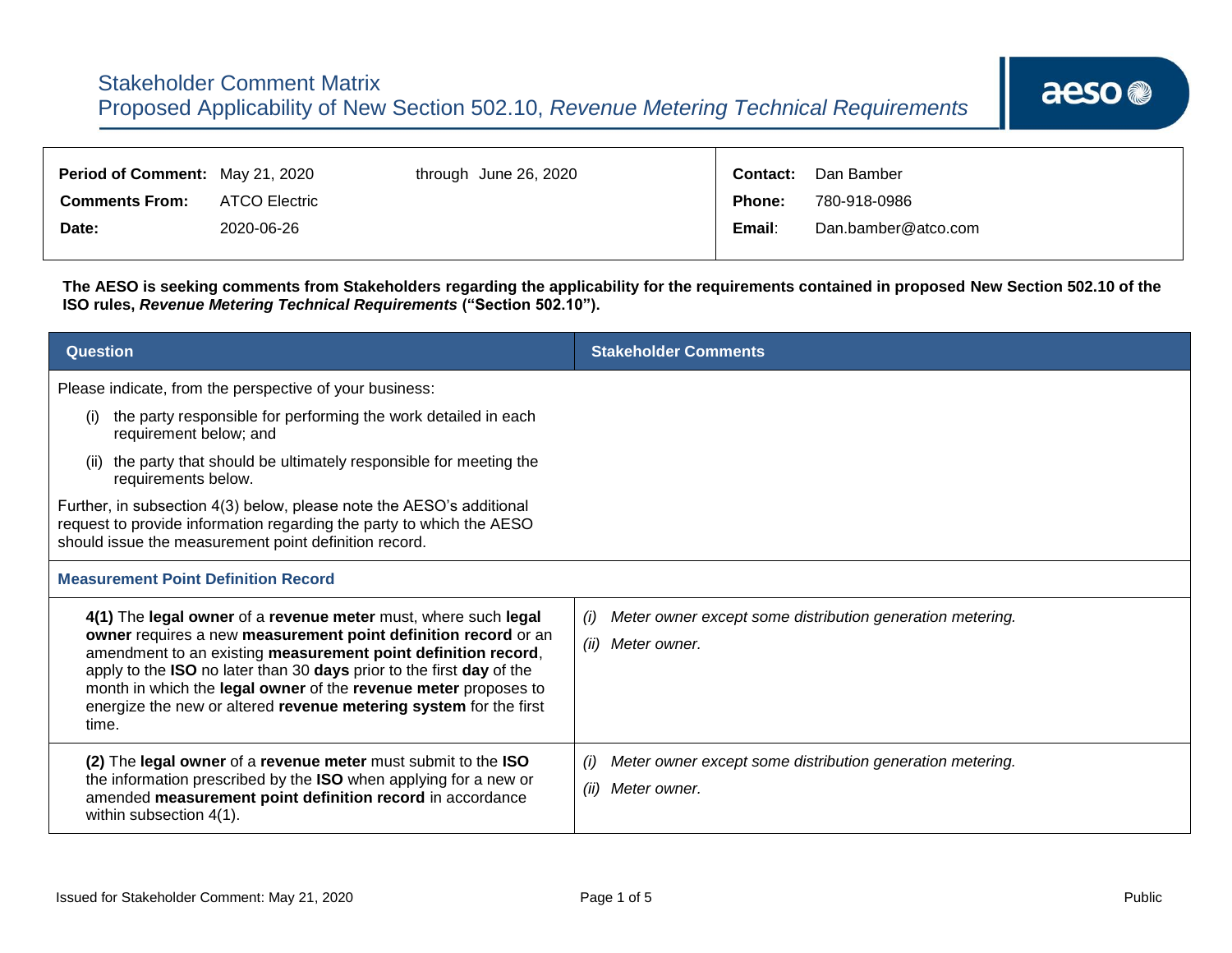# Stakeholder Comment Matrix

## Proposed Applicability of New Section 502.10, *Revenue Metering Technical Requirements*

| | | | | |
|---|---|---|---|---|
| **Period of Comment:** | May 21, 2020 | through June 26, 2020 | **Contact:** | Dan Bamber |
| **Comments From:** | ATCO Electric | | **Phone:** | 780-918-0986 |
| **Date:** | 2020-06-26 | | **Email:** | Dan.bamber@atco.com |

**The AESO is seeking comments from Stakeholders regarding the applicability for the requirements contained in proposed New Section 502.10 of the ISO rules, *Revenue Metering Technical Requirements* ("Section 502.10").**

| Question | Stakeholder Comments |
|---|---|
| Please indicate, from the perspective of your business:<br>(i) the party responsible for performing the work detailed in each requirement below; and<br>(ii) the party that should be ultimately responsible for meeting the requirements below.<br>Further, in subsection 4(3) below, please note the AESO's additional request to provide information regarding the party to which the AESO should issue the measurement point definition record. | |
| **Measurement Point Definition Record** | |
| **4(1)** The **legal owner** of a **revenue meter** must, where such **legal owner** requires a new **measurement point definition record** or an amendment to an existing **measurement point definition record**, apply to the **ISO** no later than 30 **days** prior to the first **day** of the month in which the **legal owner** of the **revenue meter** proposes to energize the new or altered **revenue metering system** for the first time. | *(i) Meter owner except some distribution generation metering.*<br>*(ii) Meter owner.* |
| **(2)** The **legal owner** of a **revenue meter** must submit to the **ISO** the information prescribed by the **ISO** when applying for a new or amended **measurement point definition record** in accordance within subsection 4(1). | *(i) Meter owner except some distribution generation metering.*<br>*(ii) Meter owner.* |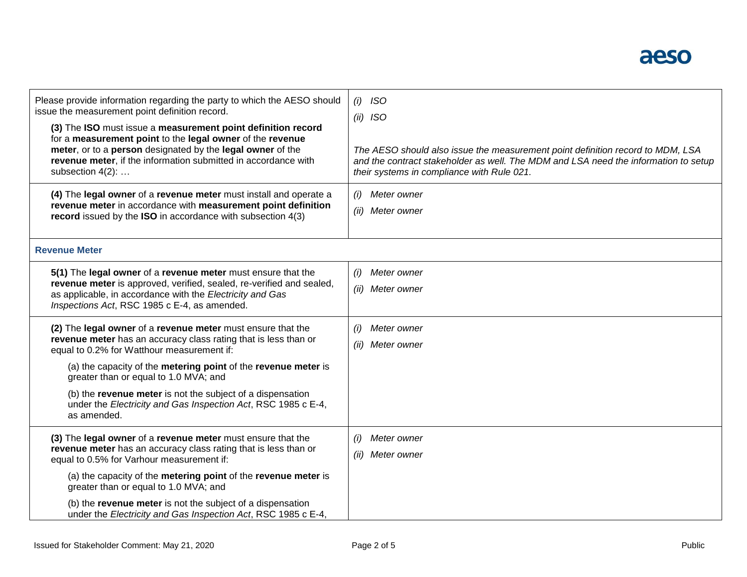| | |
|---|---|
| Please provide information regarding the party to which the AESO should issue the measurement point definition record.<br><br>**(3)** The **ISO** must issue a **measurement point definition record** for a **measurement point** to the **legal owner** of the **revenue meter**, or to a **person** designated by the **legal owner** of the **revenue meter**, if the information submitted in accordance with subsection 4(2): … | *(i) ISO*<br>*(ii) ISO*<br><br>*The AESO should also issue the measurement point definition record to MDM, LSA and the contract stakeholder as well. The MDM and LSA need the information to setup their systems in compliance with Rule 021.* |
| **(4)** The **legal owner** of a **revenue meter** must install and operate a **revenue meter** in accordance with **measurement point definition record** issued by the **ISO** in accordance with subsection 4(3) | *(i) Meter owner*<br>*(ii) Meter owner* |
| **Revenue Meter** | |
| **5(1)** The **legal owner** of a **revenue meter** must ensure that the **revenue meter** is approved, verified, sealed, re-verified and sealed, as applicable, in accordance with the *Electricity and Gas Inspections Act*, RSC 1985 c E-4, as amended. | *(i) Meter owner*<br>*(ii) Meter owner* |
| **(2)** The **legal owner** of a **revenue meter** must ensure that the **revenue meter** has an accuracy class rating that is less than or equal to 0.2% for Watthour measurement if:<br><br>(a) the capacity of the **metering point** of the **revenue meter** is greater than or equal to 1.0 MVA; and<br><br>(b) the **revenue meter** is not the subject of a dispensation under the *Electricity and Gas Inspection Act*, RSC 1985 c E-4, as amended. | *(i) Meter owner*<br>*(ii) Meter owner* |
| **(3)** The **legal owner** of a **revenue meter** must ensure that the **revenue meter** has an accuracy class rating that is less than or equal to 0.5% for Varhour measurement if:<br><br>(a) the capacity of the **metering point** of the **revenue meter** is greater than or equal to 1.0 MVA; and<br><br>(b) the **revenue meter** is not the subject of a dispensation under the *Electricity and Gas Inspection Act*, RSC 1985 c E-4, | *(i) Meter owner*<br>*(ii) Meter owner* |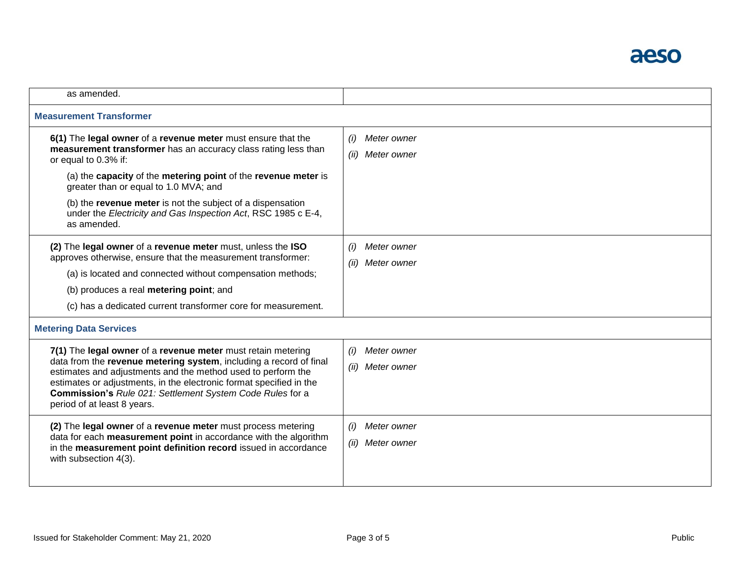| | |
|---|---|
| as amended. | |
| **Measurement Transformer** | |
| **6(1)** The **legal owner** of a **revenue meter** must ensure that the **measurement transformer** has an accuracy class rating less than or equal to 0.3% if:<br><br>(a) the **capacity** of the **metering point** of the **revenue meter** is greater than or equal to 1.0 MVA; and<br><br>(b) the **revenue meter** is not the subject of a dispensation under the *Electricity and Gas Inspection Act*, RSC 1985 c E-4, as amended. | *(i) Meter owner*<br><br>*(ii) Meter owner* |
| **(2)** The **legal owner** of a **revenue meter** must, unless the **ISO** approves otherwise, ensure that the measurement transformer:<br><br>(a) is located and connected without compensation methods;<br><br>(b) produces a real **metering point**; and<br><br>(c) has a dedicated current transformer core for measurement. | *(i) Meter owner*<br><br>*(ii) Meter owner* |
| **Metering Data Services** | |
| **7(1)** The **legal owner** of a **revenue meter** must retain metering data from the **revenue metering system**, including a record of final estimates and adjustments and the method used to perform the estimates or adjustments, in the electronic format specified in the **Commission's** *Rule 021: Settlement System Code Rules* for a period of at least 8 years. | *(i) Meter owner*<br><br>*(ii) Meter owner* |
| **(2)** The **legal owner** of a **revenue meter** must process metering data for each **measurement point** in accordance with the algorithm in the **measurement point definition record** issued in accordance with subsection 4(3). | *(i) Meter owner*<br><br>*(ii) Meter owner* |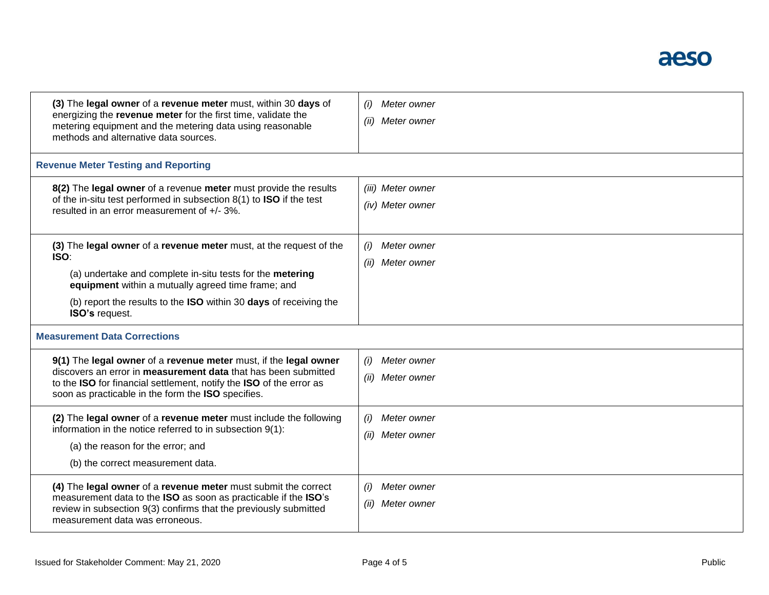| | |
|---|---|
| **(3)** The **legal owner** of a **revenue meter** must, within 30 **days** of energizing the **revenue meter** for the first time, validate the metering equipment and the metering data using reasonable methods and alternative data sources. | *(i) Meter owner*<br>*(ii) Meter owner* |
| **Revenue Meter Testing and Reporting** | |
| **8(2)** The **legal owner** of a revenue **meter** must provide the results of the in-situ test performed in subsection 8(1) to **ISO** if the test resulted in an error measurement of +/- 3%. | *(iii) Meter owner*<br>*(iv) Meter owner* |
| **(3)** The **legal owner** of a **revenue meter** must, at the request of the **ISO**:<br>(a) undertake and complete in-situ tests for the **metering equipment** within a mutually agreed time frame; and<br>(b) report the results to the **ISO** within 30 **days** of receiving the **ISO's** request. | *(i) Meter owner*<br>*(ii) Meter owner* |
| **Measurement Data Corrections** | |
| **9(1)** The **legal owner** of a **revenue meter** must, if the **legal owner** discovers an error in **measurement data** that has been submitted to the **ISO** for financial settlement, notify the **ISO** of the error as soon as practicable in the form the **ISO** specifies. | *(i) Meter owner*<br>*(ii) Meter owner* |
| **(2)** The **legal owner** of a **revenue meter** must include the following information in the notice referred to in subsection 9(1):<br>(a) the reason for the error; and<br>(b) the correct measurement data. | *(i) Meter owner*<br>*(ii) Meter owner* |
| **(4)** The **legal owner** of a **revenue meter** must submit the correct measurement data to the **ISO** as soon as practicable if the **ISO**'s review in subsection 9(3) confirms that the previously submitted measurement data was erroneous. | *(i) Meter owner*<br>*(ii) Meter owner* |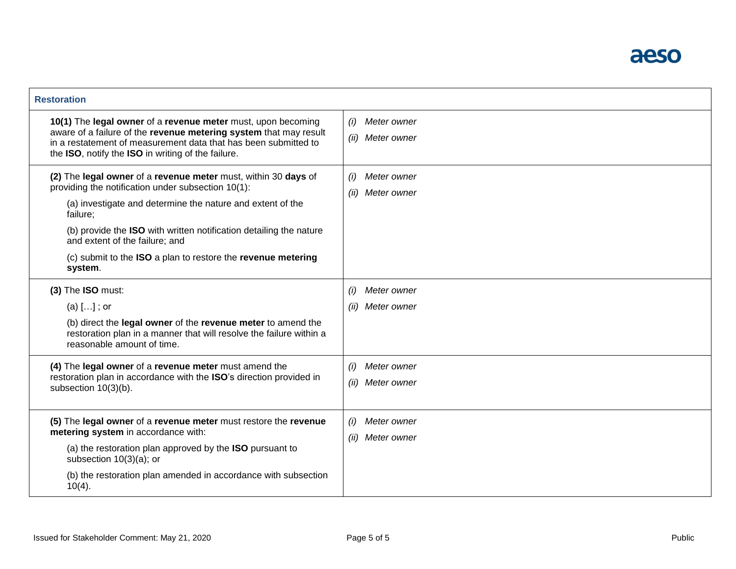| Restoration | |
|---|---|
| **10(1)** The **legal owner** of a **revenue meter** must, upon becoming aware of a failure of the **revenue metering system** that may result in a restatement of measurement data that has been submitted to the **ISO**, notify the **ISO** in writing of the failure. | *(i) Meter owner*<br>*(ii) Meter owner* |
| **(2)** The **legal owner** of a **revenue meter** must, within 30 **days** of providing the notification under subsection 10(1):<br>(a) investigate and determine the nature and extent of the failure;<br>(b) provide the **ISO** with written notification detailing the nature and extent of the failure; and<br>(c) submit to the **ISO** a plan to restore the **revenue metering system**. | *(i) Meter owner*<br>*(ii) Meter owner* |
| **(3)** The **ISO** must:<br>(a) […] ; or<br>(b) direct the **legal owner** of the **revenue meter** to amend the restoration plan in a manner that will resolve the failure within a reasonable amount of time. | *(i) Meter owner*<br>*(ii) Meter owner* |
| **(4)** The **legal owner** of a **revenue meter** must amend the restoration plan in accordance with the **ISO**'s direction provided in subsection 10(3)(b). | *(i) Meter owner*<br>*(ii) Meter owner* |
| **(5)** The **legal owner** of a **revenue meter** must restore the **revenue metering system** in accordance with:<br>(a) the restoration plan approved by the **ISO** pursuant to subsection 10(3)(a); or<br>(b) the restoration plan amended in accordance with subsection 10(4). | *(i) Meter owner*<br>*(ii) Meter owner* |

Issued for Stakeholder Comment: May 21, 2020

Public